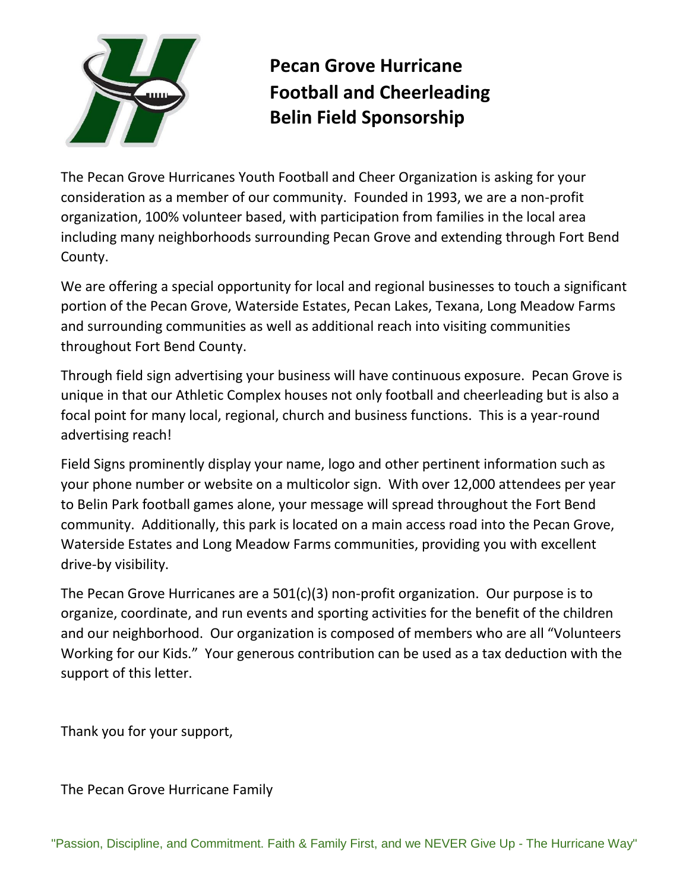# Pecan Grove Hurricane Football and Cheerleading Belin Field Sponsorship

The Pecan Grove Hurricanes Youth Football and Cheer Organization is asking for your consideration as a member of our community. Founded in 1993, we are a non-profit organization, 100% volunteer based, with participation from families in the local area including many neighborhoods surrounding Pecan Grove and extending through Fort Bend County.

We are offering a special opportunity for local and regional businesses to touch a significant portion of the Pecan Grove, Waterside Estates, Pecan Lakes, Texana, Long Meadow Farms and surrounding communities as well as additional reach into visiting communities throughout Fort Bend County.

Through field sign advertising your business will have continuous exposure. Pecan Grove is unique in that our Athletic Complex houses not only football and cheerleading but is also a focal point for many local, regional, church and business functions. This is a year-round advertising reach!

Field Signs prominently display your name, logo and other pertinent information such as your phone number or website on a multicolor sign. With over 12,000 attendees per year to Belin Park football games alone, your message will spread throughout the Fort Bend community. Additionally, this park is located on a main access road into the Pecan Grove, Waterside Estates and Long Meadow Farms communities, providing you with excellent drive-by visibility.

The Pecan Grove Hurricanes are a 501(c)(3) non-profit organization. Our purpose is to organize, coordinate, and run events and sporting activities for the benefit of the children and our neighborhood. Our organization is composed of members who are all "Volunteers Working for our Kids." Your generous contribution can be used as a tax deduction with the support of this letter.

Thank you for your support,

The Pecan Grove Hurricane Family

"Passion, Discipline, and Commitment. Faith & Family First, and we NEVER Give Up - The Hurricane Way"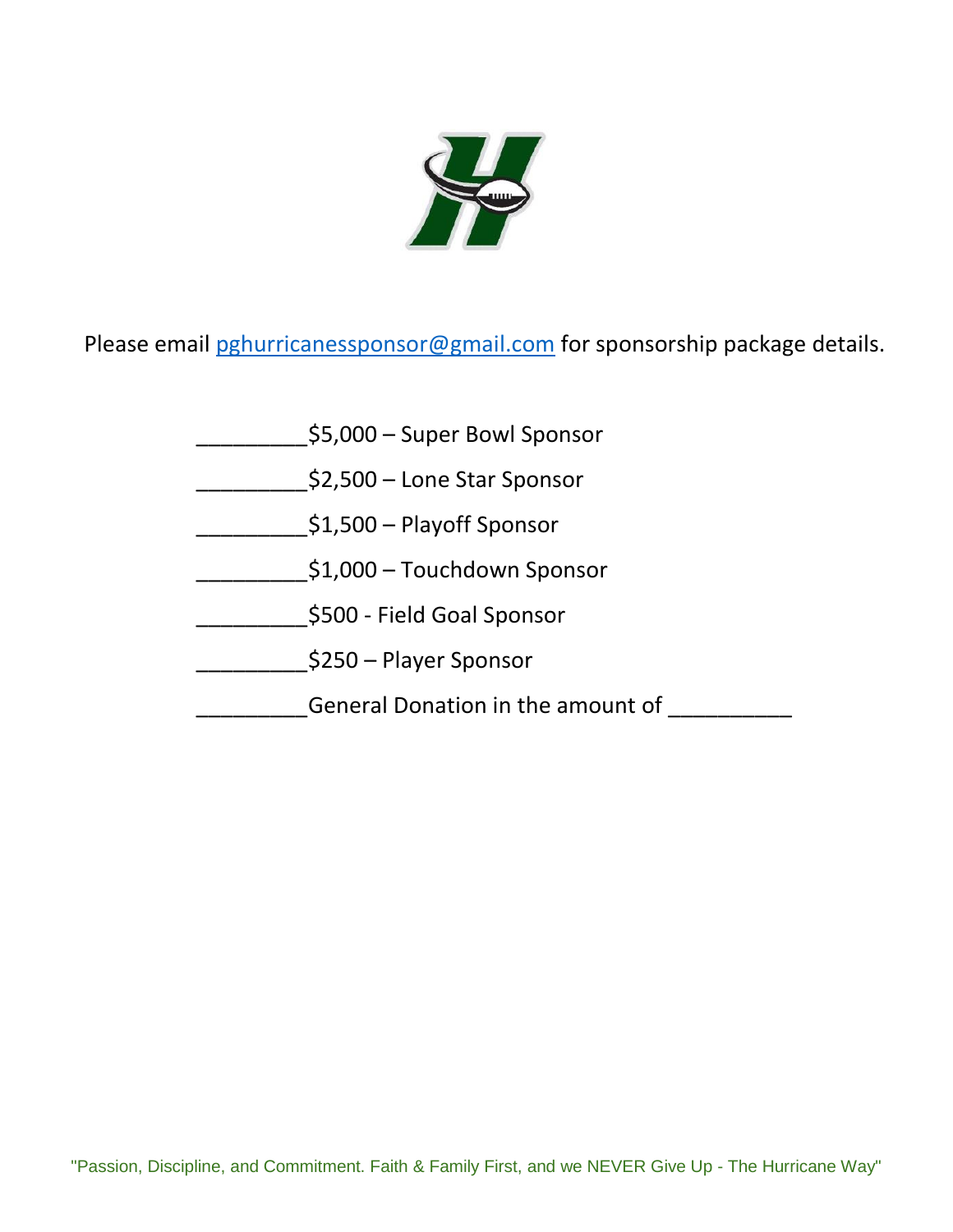Please email pghurricanessponsor@gmail.com for sponsorship package details.

_________$5,000 – Super Bowl Sponsor

_________$2,500 – Lone Star Sponsor

_________$1,500 – Playoff Sponsor

_________$1,000 – Touchdown Sponsor

_________$500 - Field Goal Sponsor

_________$250 – Player Sponsor

_________General Donation in the amount of __________

"Passion, Discipline, and Commitment. Faith & Family First, and we NEVER Give Up - The Hurricane Way"